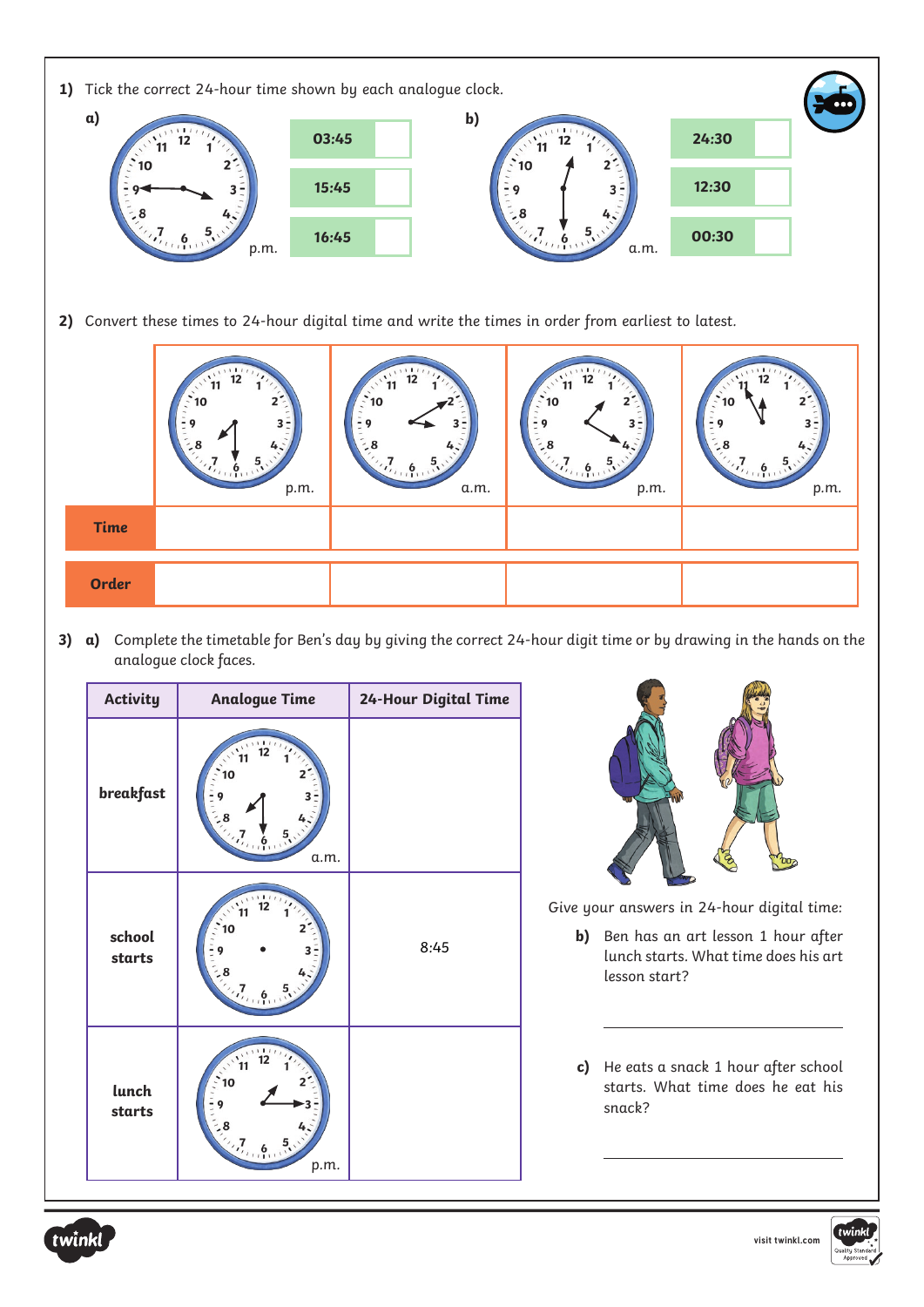1) Tick the correct 24-hour time shown by each analogue clock.

a) p.m.

| |
|---|
| 03:45 |
| 15:45 |
| 16:45 |

b) a.m.

| |
|---|
| 24:30 |
| 12:30 |
| 00:30 |

2) Convert these times to 24-hour digital time and write the times in order from earliest to latest.

| | p.m. | a.m. | p.m. | p.m. |
|---|---|---|---|---|
| **Time** | | | | |
| **Order** | | | | |

3) a) Complete the timetable for Ben's day by giving the correct 24-hour digit time or by drawing in the hands on the analogue clock faces.

| Activity | Analogue Time | 24-Hour Digital Time |
|---|---|---|
| **breakfast** | a.m. | |
| **school starts** | | 8:45 |
| **lunch starts** | p.m. | |

Give your answers in 24-hour digital time:

b) Ben has an art lesson 1 hour after lunch starts. What time does his art lesson start?

______________________

c) He eats a snack 1 hour after school starts. What time does he eat his snack?

______________________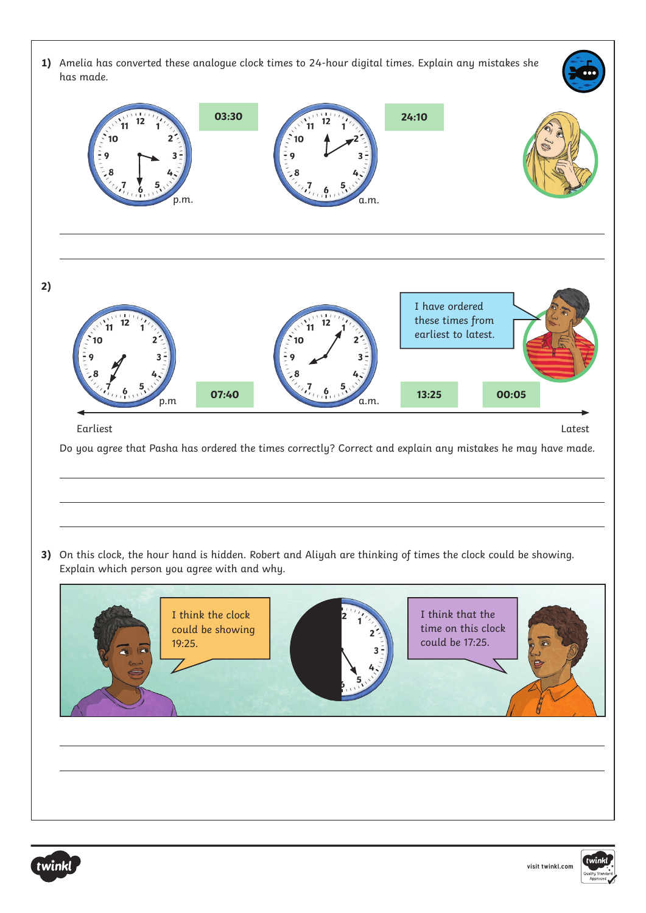1) Amelia has converted these analogue clock times to 24-hour digital times. Explain any mistakes she has made.

p.m. **03:30**

a.m. **24:10**

2)

I have ordered these times from earliest to latest.

p.m **07:40** a.m. **13:25** **00:05**

Earliest → Latest

Do you agree that Pasha has ordered the times correctly? Correct and explain any mistakes he may have made.

3) On this clock, the hour hand is hidden. Robert and Aliyah are thinking of times the clock could be showing. Explain which person you agree with and why.

I think the clock could be showing 19:25.

I think that the time on this clock could be 17:25.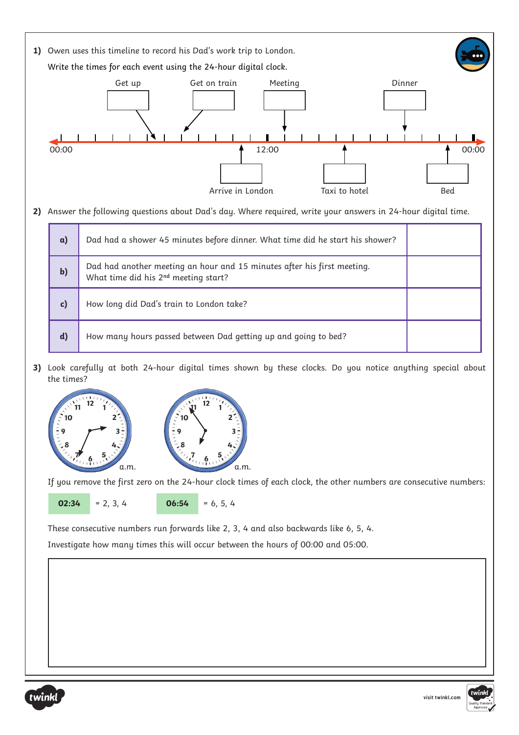**1)** Owen uses this timeline to record his Dad's work trip to London.

Write the times for each event using the 24-hour digital clock.

Get up

Get on train

Meeting

Dinner

00:00

12:00

00:00

Arrive in London

Taxi to hotel

Bed

**2)** Answer the following questions about Dad's day. Where required, write your answers in 24-hour digital time.

| | | |
|---|---|---|
| **a)** | Dad had a shower 45 minutes before dinner. What time did he start his shower? | |
| **b)** | Dad had another meeting an hour and 15 minutes after his first meeting. What time did his 2nd meeting start? | |
| **c)** | How long did Dad's train to London take? | |
| **d)** | How many hours passed between Dad getting up and going to bed? | |

**3)** Look carefully at both 24-hour digital times shown by these clocks. Do you notice anything special about the times?

a.m.

a.m.

If you remove the first zero on the 24-hour clock times of each clock, the other numbers are consecutive numbers:

**02:34** = 2, 3, 4 **06:54** = 6, 5, 4

These consecutive numbers run forwards like 2, 3, 4 and also backwards like 6, 5, 4.

Investigate how many times this will occur between the hours of 00:00 and 05:00.